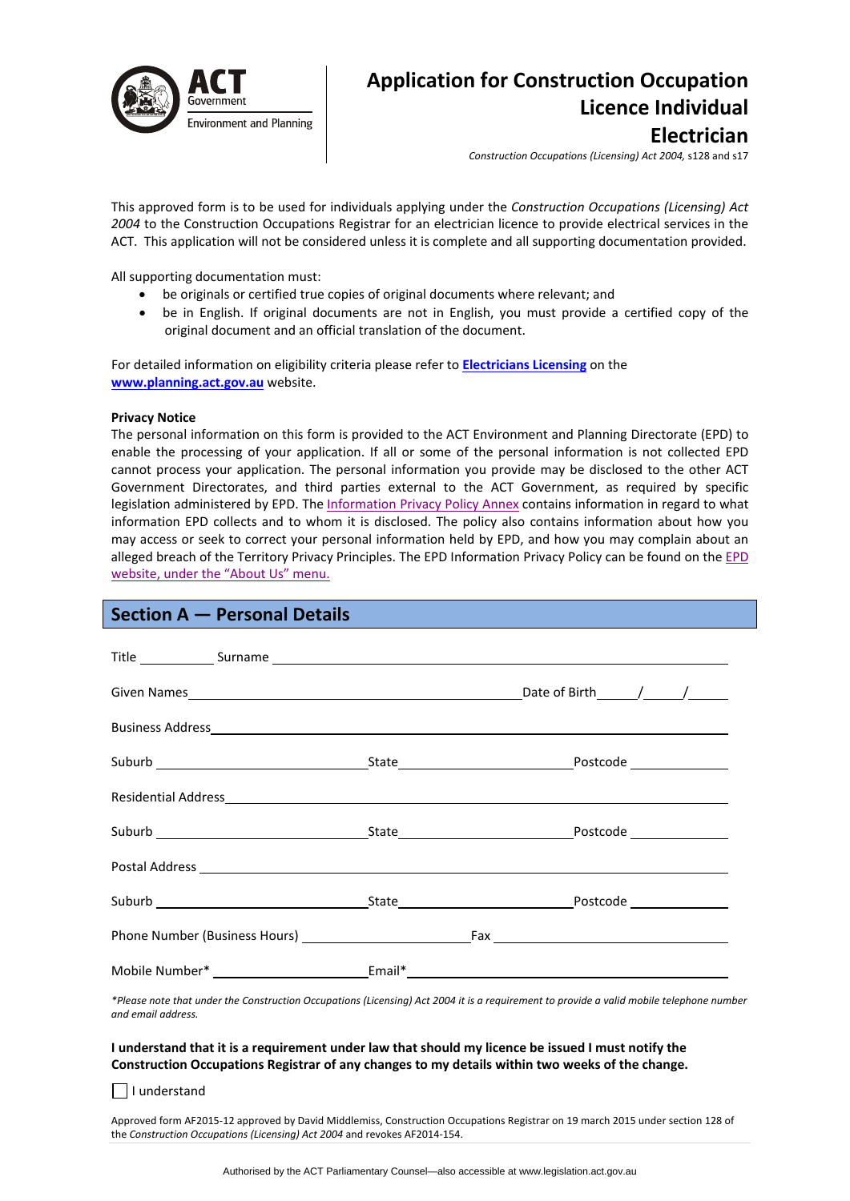ACT Government
Environment and Planning

# Application for Construction Occupation Licence Individual Electrician

*Construction Occupations (Licensing) Act 2004,* s128 and s17

This approved form is to be used for individuals applying under the *Construction Occupations (Licensing) Act 2004* to the Construction Occupations Registrar for an electrician licence to provide electrical services in the ACT. This application will not be considered unless it is complete and all supporting documentation provided.

All supporting documentation must:

- be originals or certified true copies of original documents where relevant; and
- be in English. If original documents are not in English, you must provide a certified copy of the original document and an official translation of the document.

For detailed information on eligibility criteria please refer to **Electricians Licensing** on the **www.planning.act.gov.au** website.

**Privacy Notice**

The personal information on this form is provided to the ACT Environment and Planning Directorate (EPD) to enable the processing of your application. If all or some of the personal information is not collected EPD cannot process your application. The personal information you provide may be disclosed to the other ACT Government Directorates, and third parties external to the ACT Government, as required by specific legislation administered by EPD. The Information Privacy Policy Annex contains information in regard to what information EPD collects and to whom it is disclosed. The policy also contains information about how you may access or seek to correct your personal information held by EPD, and how you may complain about an alleged breach of the Territory Privacy Principles. The EPD Information Privacy Policy can be found on the EPD website, under the "About Us" menu.

## Section A — Personal Details

Title ____________ Surname ______________________________________________

Given Names ______________________________________ Date of Birth _____/_____/_____

Business Address ______________________________________________________

Suburb ______________________ State ______________________ Postcode ____________

Residential Address ____________________________________________________

Suburb ______________________ State ______________________ Postcode ____________

Postal Address ________________________________________________________

Suburb ______________________ State ______________________ Postcode ____________

Phone Number (Business Hours) ______________________ Fax ______________________

Mobile Number* ______________________ Email* ______________________________

*\*Please note that under the Construction Occupations (Licensing) Act 2004 it is a requirement to provide a valid mobile telephone number and email address.*

**I understand that it is a requirement under law that should my licence be issued I must notify the Construction Occupations Registrar of any changes to my details within two weeks of the change.**

☐ I understand

Approved form AF2015-12 approved by David Middlemiss, Construction Occupations Registrar on 19 march 2015 under section 128 of the *Construction Occupations (Licensing) Act 2004* and revokes AF2014-154.

Authorised by the ACT Parliamentary Counsel—also accessible at www.legislation.act.gov.au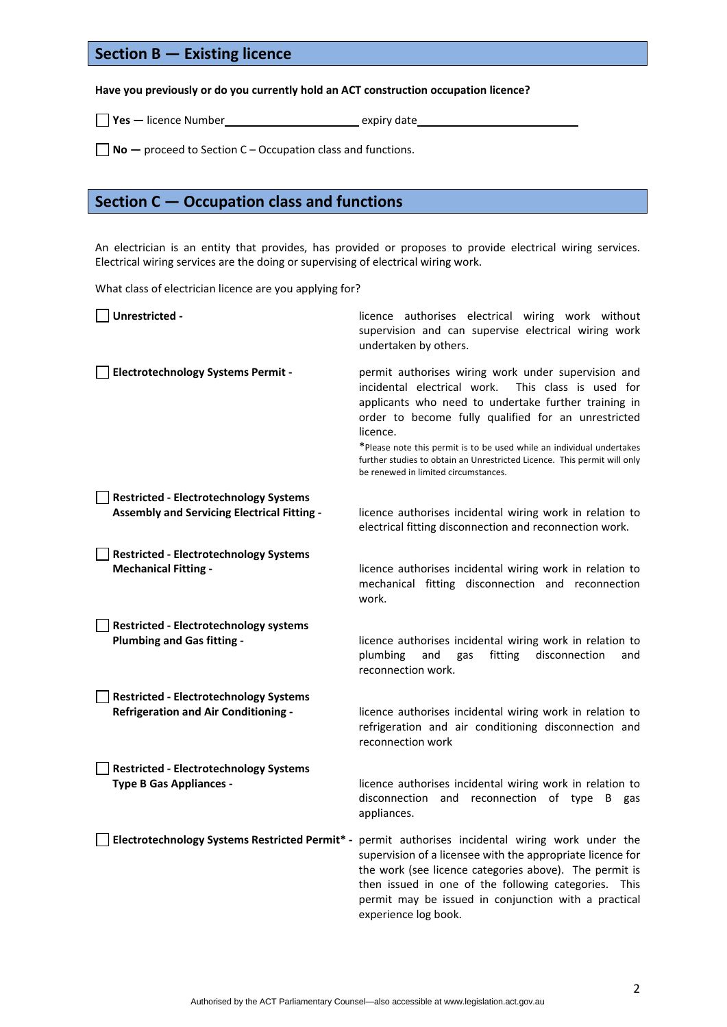## Section B — Existing licence

**Have you previously or do you currently hold an ACT construction occupation licence?**

☐ **Yes —** licence Number\_\_\_\_\_\_\_\_\_\_\_\_\_\_\_\_\_\_\_\_ expiry date\_\_\_\_\_\_\_\_\_\_\_\_\_\_\_\_\_\_\_\_\_\_\_\_

☐ **No —** proceed to Section C – Occupation class and functions.

## Section C — Occupation class and functions

An electrician is an entity that provides, has provided or proposes to provide electrical wiring services. Electrical wiring services are the doing or supervising of electrical wiring work.

What class of electrician licence are you applying for?

☐ **Unrestricted -** licence authorises electrical wiring work without supervision and can supervise electrical wiring work undertaken by others.

☐ **Electrotechnology Systems Permit -** permit authorises wiring work under supervision and incidental electrical work. This class is used for applicants who need to undertake further training in order to become fully qualified for an unrestricted licence.

*Please note this permit is to be used while an individual undertakes further studies to obtain an Unrestricted Licence. This permit will only be renewed in limited circumstances.

☐ **Restricted - Electrotechnology Systems Assembly and Servicing Electrical Fitting -** licence authorises incidental wiring work in relation to electrical fitting disconnection and reconnection work.

☐ **Restricted - Electrotechnology Systems Mechanical Fitting -** licence authorises incidental wiring work in relation to mechanical fitting disconnection and reconnection work.

☐ **Restricted - Electrotechnology systems Plumbing and Gas fitting -** licence authorises incidental wiring work in relation to plumbing and gas fitting disconnection and reconnection work.

☐ **Restricted - Electrotechnology Systems Refrigeration and Air Conditioning -** licence authorises incidental wiring work in relation to refrigeration and air conditioning disconnection and reconnection work

☐ **Restricted - Electrotechnology Systems Type B Gas Appliances -** licence authorises incidental wiring work in relation to disconnection and reconnection of type B gas appliances.

☐ **Electrotechnology Systems Restricted Permit* -** permit authorises incidental wiring work under the supervision of a licensee with the appropriate licence for the work (see licence categories above). The permit is then issued in one of the following categories. This permit may be issued in conjunction with a practical experience log book.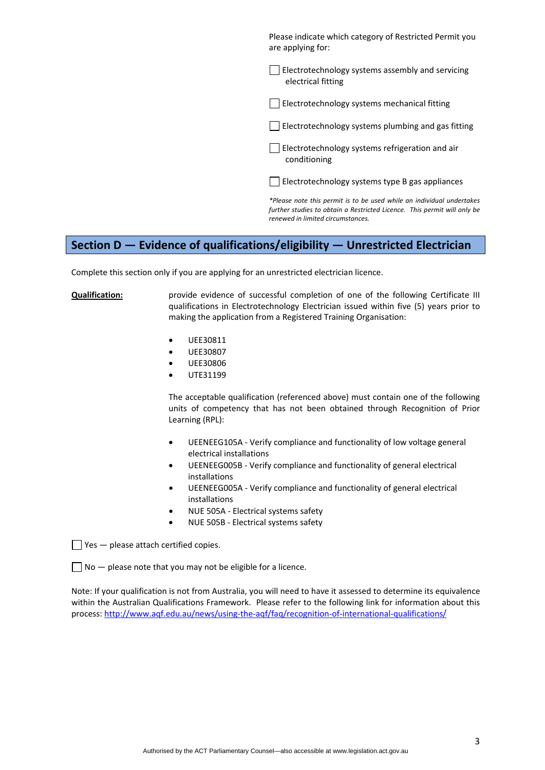Please indicate which category of Restricted Permit you are applying for:

- ☐ Electrotechnology systems assembly and servicing electrical fitting
- ☐ Electrotechnology systems mechanical fitting
- ☐ Electrotechnology systems plumbing and gas fitting
- ☐ Electrotechnology systems refrigeration and air conditioning
- ☐ Electrotechnology systems type B gas appliances

*\*Please note this permit is to be used while an individual undertakes further studies to obtain a Restricted Licence. This permit will only be renewed in limited circumstances.*

## Section D — Evidence of qualifications/eligibility — Unrestricted Electrician

Complete this section only if you are applying for an unrestricted electrician licence.

**Qualification:** provide evidence of successful completion of one of the following Certificate III qualifications in Electrotechnology Electrician issued within five (5) years prior to making the application from a Registered Training Organisation:

- UEE30811
- UEE30807
- UEE30806
- UTE31199

The acceptable qualification (referenced above) must contain one of the following units of competency that has not been obtained through Recognition of Prior Learning (RPL):

- UEENEEG105A - Verify compliance and functionality of low voltage general electrical installations
- UEENEEG005B - Verify compliance and functionality of general electrical installations
- UEENEEG005A - Verify compliance and functionality of general electrical installations
- NUE 505A - Electrical systems safety
- NUE 505B - Electrical systems safety

☐ Yes — please attach certified copies.

☐ No — please note that you may not be eligible for a licence.

Note: If your qualification is not from Australia, you will need to have it assessed to determine its equivalence within the Australian Qualifications Framework. Please refer to the following link for information about this process: http://www.aqf.edu.au/news/using-the-aqf/faq/recognition-of-international-qualifications/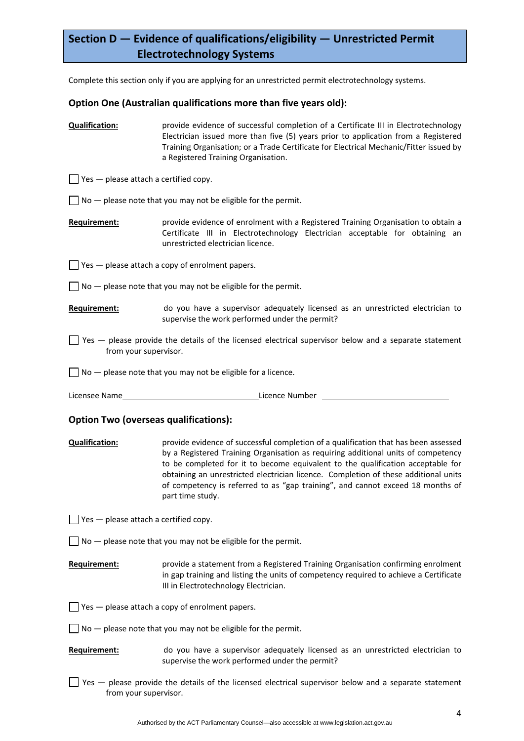## Section D — Evidence of qualifications/eligibility — Unrestricted Permit Electrotechnology Systems

Complete this section only if you are applying for an unrestricted permit electrotechnology systems.

### Option One (Australian qualifications more than five years old):

**Qualification:** provide evidence of successful completion of a Certificate III in Electrotechnology Electrician issued more than five (5) years prior to application from a Registered Training Organisation; or a Trade Certificate for Electrical Mechanic/Fitter issued by a Registered Training Organisation.

☐ Yes — please attach a certified copy.

☐ No — please note that you may not be eligible for the permit.

**Requirement:** provide evidence of enrolment with a Registered Training Organisation to obtain a Certificate III in Electrotechnology Electrician acceptable for obtaining an unrestricted electrician licence.

☐ Yes — please attach a copy of enrolment papers.

☐ No — please note that you may not be eligible for the permit.

**Requirement:** do you have a supervisor adequately licensed as an unrestricted electrician to supervise the work performed under the permit?

☐ Yes — please provide the details of the licensed electrical supervisor below and a separate statement from your supervisor.

☐ No — please note that you may not be eligible for a licence.

Licensee Name_______________________________ Licence Number _______________________________

### Option Two (overseas qualifications):

**Qualification:** provide evidence of successful completion of a qualification that has been assessed by a Registered Training Organisation as requiring additional units of competency to be completed for it to become equivalent to the qualification acceptable for obtaining an unrestricted electrician licence. Completion of these additional units of competency is referred to as "gap training", and cannot exceed 18 months of part time study.

☐ Yes — please attach a certified copy.

☐ No — please note that you may not be eligible for the permit.

**Requirement:** provide a statement from a Registered Training Organisation confirming enrolment in gap training and listing the units of competency required to achieve a Certificate III in Electrotechnology Electrician.

☐ Yes — please attach a copy of enrolment papers.

☐ No — please note that you may not be eligible for the permit.

**Requirement:** do you have a supervisor adequately licensed as an unrestricted electrician to supervise the work performed under the permit?

☐ Yes — please provide the details of the licensed electrical supervisor below and a separate statement from your supervisor.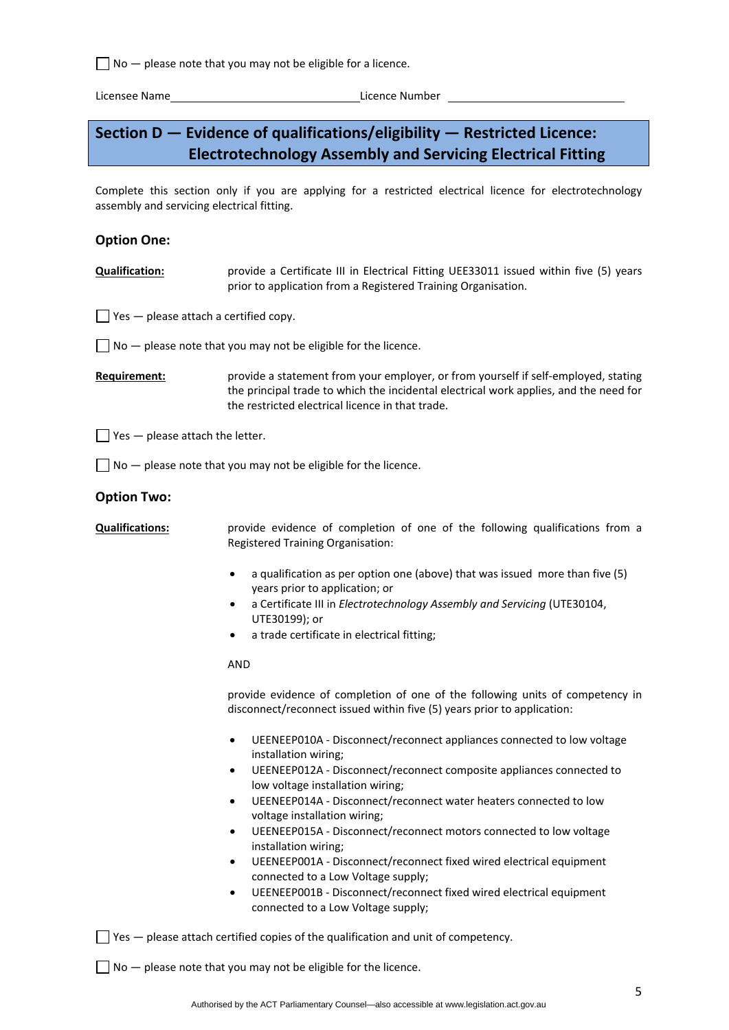☐ No — please note that you may not be eligible for a licence.

Licensee Name\_\_\_\_\_\_\_\_\_\_\_\_\_\_\_\_\_\_\_\_\_\_\_\_\_\_\_\_\_\_ Licence Number \_\_\_\_\_\_\_\_\_\_\_\_\_\_\_\_\_\_\_\_\_\_\_\_\_\_\_\_\_\_

## Section D — Evidence of qualifications/eligibility — Restricted Licence: Electrotechnology Assembly and Servicing Electrical Fitting

Complete this section only if you are applying for a restricted electrical licence for electrotechnology assembly and servicing electrical fitting.

### Option One:

**Qualification:** provide a Certificate III in Electrical Fitting UEE33011 issued within five (5) years prior to application from a Registered Training Organisation.

☐ Yes — please attach a certified copy.

☐ No — please note that you may not be eligible for the licence.

**Requirement:** provide a statement from your employer, or from yourself if self-employed, stating the principal trade to which the incidental electrical work applies, and the need for the restricted electrical licence in that trade.

☐ Yes — please attach the letter.

☐ No — please note that you may not be eligible for the licence.

### Option Two:

**Qualifications:** provide evidence of completion of one of the following qualifications from a Registered Training Organisation:

- a qualification as per option one (above) that was issued more than five (5) years prior to application; or
- a Certificate III in *Electrotechnology Assembly and Servicing* (UTE30104, UTE30199); or
- a trade certificate in electrical fitting;

AND

provide evidence of completion of one of the following units of competency in disconnect/reconnect issued within five (5) years prior to application:

- UEENEEP010A - Disconnect/reconnect appliances connected to low voltage installation wiring;
- UEENEEP012A - Disconnect/reconnect composite appliances connected to low voltage installation wiring;
- UEENEEP014A - Disconnect/reconnect water heaters connected to low voltage installation wiring;
- UEENEEP015A - Disconnect/reconnect motors connected to low voltage installation wiring;
- UEENEEP001A - Disconnect/reconnect fixed wired electrical equipment connected to a Low Voltage supply;
- UEENEEP001B - Disconnect/reconnect fixed wired electrical equipment connected to a Low Voltage supply;

☐ Yes — please attach certified copies of the qualification and unit of competency.

☐ No — please note that you may not be eligible for the licence.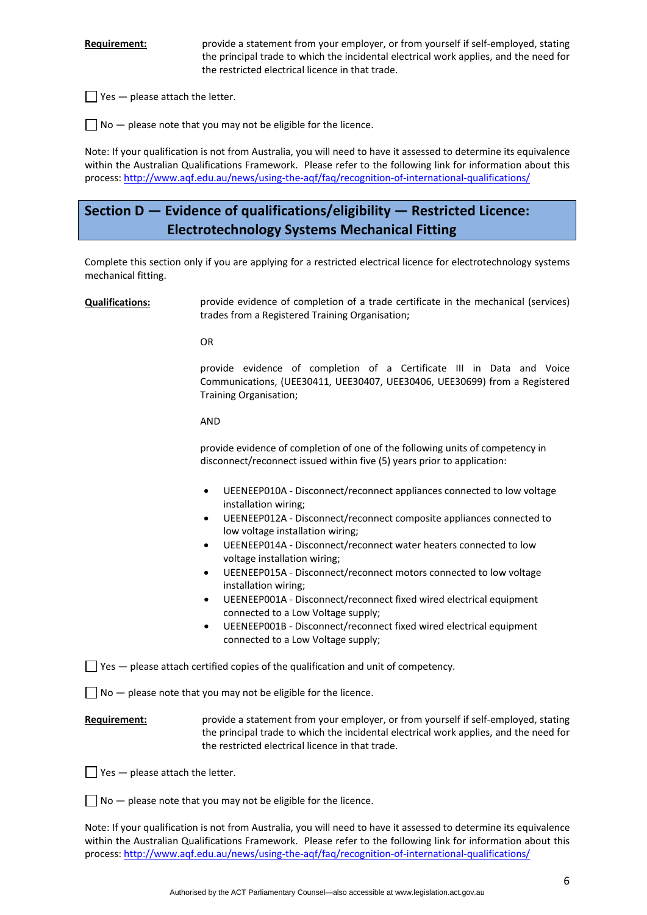**Requirement:** provide a statement from your employer, or from yourself if self-employed, stating the principal trade to which the incidental electrical work applies, and the need for the restricted electrical licence in that trade.

☐ Yes — please attach the letter.

☐ No — please note that you may not be eligible for the licence.

Note: If your qualification is not from Australia, you will need to have it assessed to determine its equivalence within the Australian Qualifications Framework. Please refer to the following link for information about this process: http://www.aqf.edu.au/news/using-the-aqf/faq/recognition-of-international-qualifications/

## Section D — Evidence of qualifications/eligibility — Restricted Licence: Electrotechnology Systems Mechanical Fitting

Complete this section only if you are applying for a restricted electrical licence for electrotechnology systems mechanical fitting.

**Qualifications:** provide evidence of completion of a trade certificate in the mechanical (services) trades from a Registered Training Organisation;

OR

provide evidence of completion of a Certificate III in Data and Voice Communications, (UEE30411, UEE30407, UEE30406, UEE30699) from a Registered Training Organisation;

AND

provide evidence of completion of one of the following units of competency in disconnect/reconnect issued within five (5) years prior to application:

- UEENEEP010A - Disconnect/reconnect appliances connected to low voltage installation wiring;
- UEENEEP012A - Disconnect/reconnect composite appliances connected to low voltage installation wiring;
- UEENEEP014A - Disconnect/reconnect water heaters connected to low voltage installation wiring;
- UEENEEP015A - Disconnect/reconnect motors connected to low voltage installation wiring;
- UEENEEP001A - Disconnect/reconnect fixed wired electrical equipment connected to a Low Voltage supply;
- UEENEEP001B - Disconnect/reconnect fixed wired electrical equipment connected to a Low Voltage supply;

☐ Yes — please attach certified copies of the qualification and unit of competency.

☐ No — please note that you may not be eligible for the licence.

**Requirement:** provide a statement from your employer, or from yourself if self-employed, stating the principal trade to which the incidental electrical work applies, and the need for the restricted electrical licence in that trade.

☐ Yes — please attach the letter.

☐ No — please note that you may not be eligible for the licence.

Note: If your qualification is not from Australia, you will need to have it assessed to determine its equivalence within the Australian Qualifications Framework. Please refer to the following link for information about this process: http://www.aqf.edu.au/news/using-the-aqf/faq/recognition-of-international-qualifications/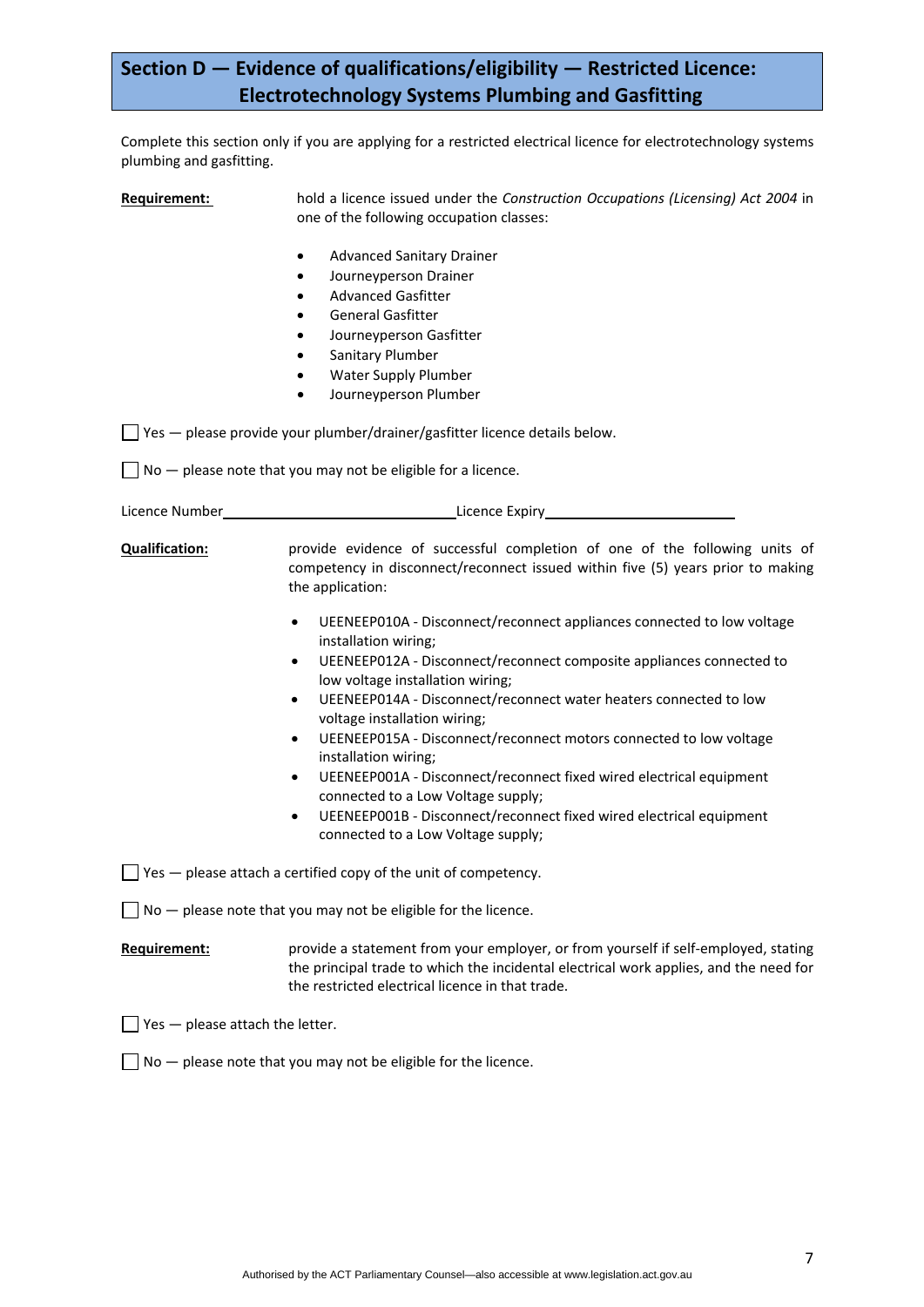## Section D — Evidence of qualifications/eligibility — Restricted Licence: Electrotechnology Systems Plumbing and Gasfitting

Complete this section only if you are applying for a restricted electrical licence for electrotechnology systems plumbing and gasfitting.

**Requirement:** hold a licence issued under the *Construction Occupations (Licensing) Act 2004* in one of the following occupation classes:

- Advanced Sanitary Drainer
- Journeyperson Drainer
- Advanced Gasfitter
- General Gasfitter
- Journeyperson Gasfitter
- Sanitary Plumber
- Water Supply Plumber
- Journeyperson Plumber

☐ Yes — please provide your plumber/drainer/gasfitter licence details below.

☐ No — please note that you may not be eligible for a licence.

Licence Number\_\_\_\_\_\_\_\_\_\_\_\_\_\_\_\_\_\_\_\_\_\_\_\_\_\_\_\_\_\_ Licence Expiry\_\_\_\_\_\_\_\_\_\_\_\_\_\_\_\_\_\_\_\_\_\_\_\_

**Qualification:** provide evidence of successful completion of one of the following units of competency in disconnect/reconnect issued within five (5) years prior to making the application:

- UEENEEP010A - Disconnect/reconnect appliances connected to low voltage installation wiring;
- UEENEEP012A - Disconnect/reconnect composite appliances connected to low voltage installation wiring;
- UEENEEP014A - Disconnect/reconnect water heaters connected to low voltage installation wiring;
- UEENEEP015A - Disconnect/reconnect motors connected to low voltage installation wiring;
- UEENEEP001A - Disconnect/reconnect fixed wired electrical equipment connected to a Low Voltage supply;
- UEENEEP001B - Disconnect/reconnect fixed wired electrical equipment connected to a Low Voltage supply;

☐ Yes — please attach a certified copy of the unit of competency.

☐ No — please note that you may not be eligible for the licence.

**Requirement:** provide a statement from your employer, or from yourself if self-employed, stating the principal trade to which the incidental electrical work applies, and the need for the restricted electrical licence in that trade.

☐ Yes — please attach the letter.

☐ No — please note that you may not be eligible for the licence.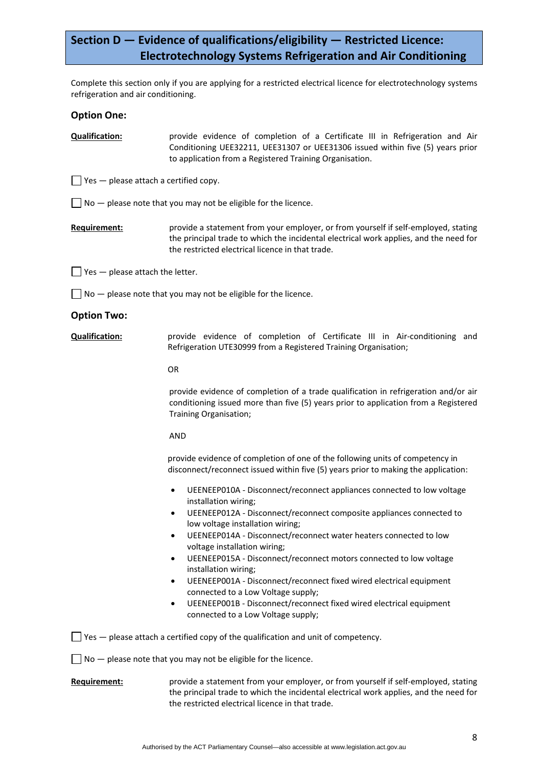## Section D — Evidence of qualifications/eligibility — Restricted Licence: Electrotechnology Systems Refrigeration and Air Conditioning

Complete this section only if you are applying for a restricted electrical licence for electrotechnology systems refrigeration and air conditioning.

### Option One:

**Qualification:** provide evidence of completion of a Certificate III in Refrigeration and Air Conditioning UEE32211, UEE31307 or UEE31306 issued within five (5) years prior to application from a Registered Training Organisation.

☐ Yes — please attach a certified copy.

☐ No — please note that you may not be eligible for the licence.

**Requirement:** provide a statement from your employer, or from yourself if self-employed, stating the principal trade to which the incidental electrical work applies, and the need for the restricted electrical licence in that trade.

☐ Yes — please attach the letter.

☐ No — please note that you may not be eligible for the licence.

### Option Two:

**Qualification:** provide evidence of completion of Certificate III in Air-conditioning and Refrigeration UTE30999 from a Registered Training Organisation;

OR

provide evidence of completion of a trade qualification in refrigeration and/or air conditioning issued more than five (5) years prior to application from a Registered Training Organisation;

AND

provide evidence of completion of one of the following units of competency in disconnect/reconnect issued within five (5) years prior to making the application:

- UEENEEP010A - Disconnect/reconnect appliances connected to low voltage installation wiring;
- UEENEEP012A - Disconnect/reconnect composite appliances connected to low voltage installation wiring;
- UEENEEP014A - Disconnect/reconnect water heaters connected to low voltage installation wiring;
- UEENEEP015A - Disconnect/reconnect motors connected to low voltage installation wiring;
- UEENEEP001A - Disconnect/reconnect fixed wired electrical equipment connected to a Low Voltage supply;
- UEENEEP001B - Disconnect/reconnect fixed wired electrical equipment connected to a Low Voltage supply;

☐ Yes — please attach a certified copy of the qualification and unit of competency.

☐ No — please note that you may not be eligible for the licence.

**Requirement:** provide a statement from your employer, or from yourself if self-employed, stating the principal trade to which the incidental electrical work applies, and the need for the restricted electrical licence in that trade.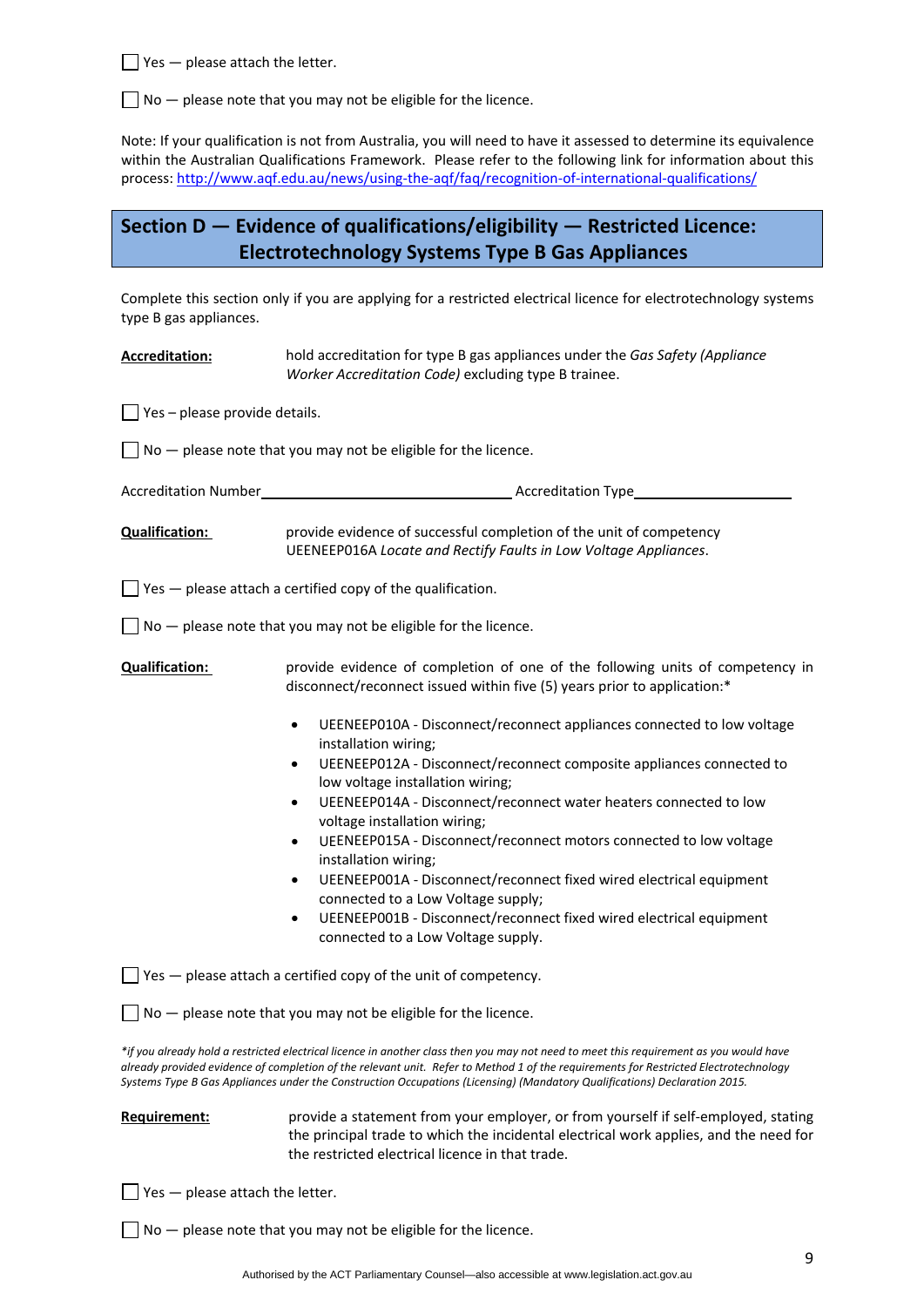☐ Yes — please attach the letter.

☐ No — please note that you may not be eligible for the licence.

Note: If your qualification is not from Australia, you will need to have it assessed to determine its equivalence within the Australian Qualifications Framework. Please refer to the following link for information about this process: http://www.aqf.edu.au/news/using-the-aqf/faq/recognition-of-international-qualifications/

## Section D — Evidence of qualifications/eligibility — Restricted Licence: Electrotechnology Systems Type B Gas Appliances

Complete this section only if you are applying for a restricted electrical licence for electrotechnology systems type B gas appliances.

**Accreditation:** hold accreditation for type B gas appliances under the *Gas Safety (Appliance Worker Accreditation Code)* excluding type B trainee.

☐ Yes – please provide details.

☐ No — please note that you may not be eligible for the licence.

Accreditation Number\_\_\_\_\_\_\_\_\_\_\_\_\_\_\_\_\_\_\_\_\_\_\_\_\_\_\_\_\_\_ Accreditation Type\_\_\_\_\_\_\_\_\_\_\_\_\_\_\_\_\_\_\_\_

**Qualification:** provide evidence of successful completion of the unit of competency UEENEEP016A *Locate and Rectify Faults in Low Voltage Appliances*.

☐ Yes — please attach a certified copy of the qualification.

☐ No — please note that you may not be eligible for the licence.

**Qualification:** provide evidence of completion of one of the following units of competency in disconnect/reconnect issued within five (5) years prior to application:*

- UEENEEP010A - Disconnect/reconnect appliances connected to low voltage installation wiring;
- UEENEEP012A - Disconnect/reconnect composite appliances connected to low voltage installation wiring;
- UEENEEP014A - Disconnect/reconnect water heaters connected to low voltage installation wiring;
- UEENEEP015A - Disconnect/reconnect motors connected to low voltage installation wiring;
- UEENEEP001A - Disconnect/reconnect fixed wired electrical equipment connected to a Low Voltage supply;
- UEENEEP001B - Disconnect/reconnect fixed wired electrical equipment connected to a Low Voltage supply.

☐ Yes — please attach a certified copy of the unit of competency.

☐ No — please note that you may not be eligible for the licence.

*\*if you already hold a restricted electrical licence in another class then you may not need to meet this requirement as you would have already provided evidence of completion of the relevant unit. Refer to Method 1 of the requirements for Restricted Electrotechnology Systems Type B Gas Appliances under the Construction Occupations (Licensing) (Mandatory Qualifications) Declaration 2015.*

**Requirement:** provide a statement from your employer, or from yourself if self-employed, stating the principal trade to which the incidental electrical work applies, and the need for the restricted electrical licence in that trade.

☐ Yes — please attach the letter.

☐ No — please note that you may not be eligible for the licence.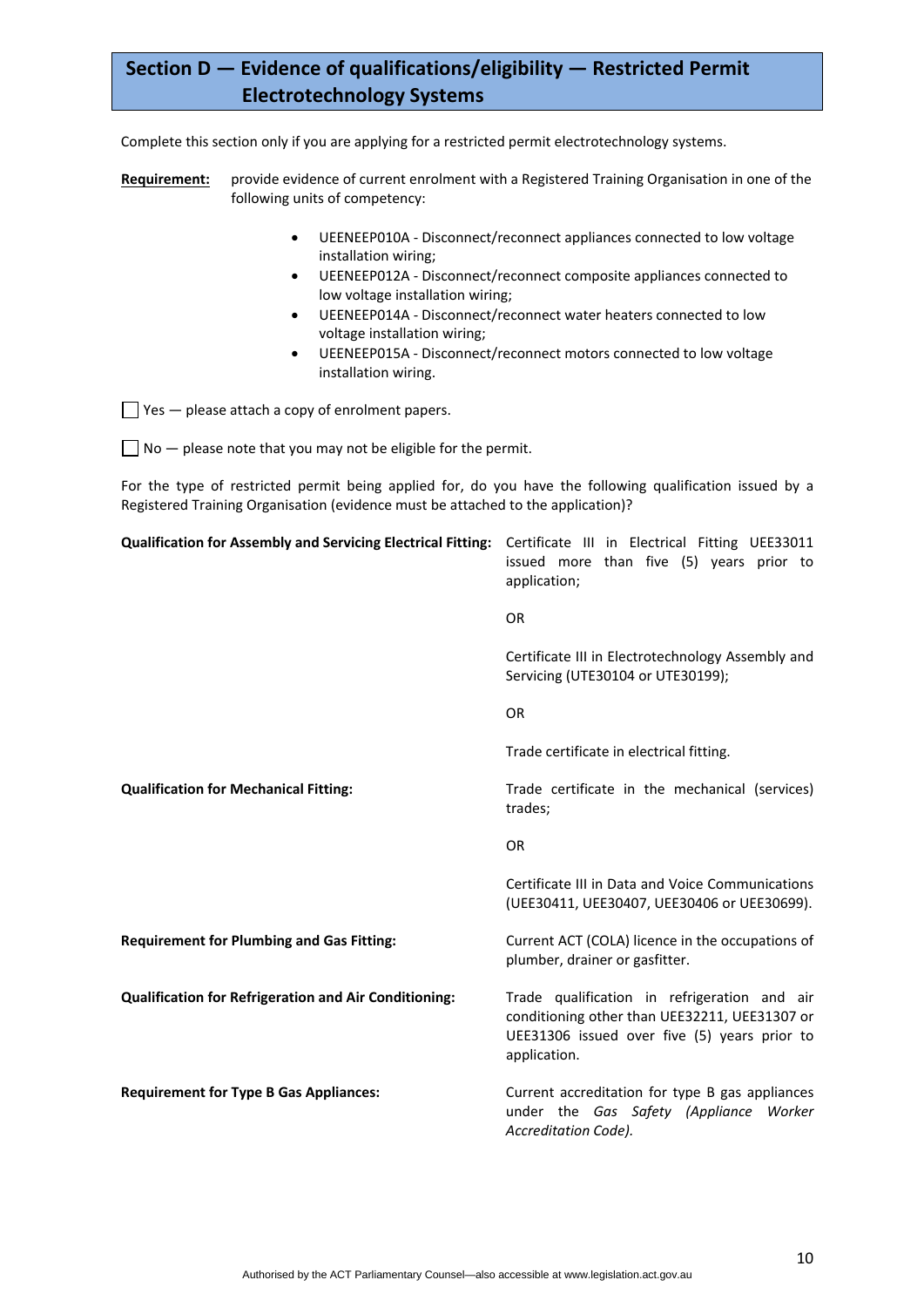## Section D — Evidence of qualifications/eligibility — Restricted Permit Electrotechnology Systems

Complete this section only if you are applying for a restricted permit electrotechnology systems.

**Requirement:** provide evidence of current enrolment with a Registered Training Organisation in one of the following units of competency:

- UEENEEP010A - Disconnect/reconnect appliances connected to low voltage installation wiring;
- UEENEEP012A - Disconnect/reconnect composite appliances connected to low voltage installation wiring;
- UEENEEP014A - Disconnect/reconnect water heaters connected to low voltage installation wiring;
- UEENEEP015A - Disconnect/reconnect motors connected to low voltage installation wiring.

☐ Yes — please attach a copy of enrolment papers.

☐ No — please note that you may not be eligible for the permit.

For the type of restricted permit being applied for, do you have the following qualification issued by a Registered Training Organisation (evidence must be attached to the application)?

**Qualification for Assembly and Servicing Electrical Fitting:** Certificate III in Electrical Fitting UEE33011 issued more than five (5) years prior to application;

OR

Certificate III in Electrotechnology Assembly and Servicing (UTE30104 or UTE30199);

OR

Trade certificate in electrical fitting.

**Qualification for Mechanical Fitting:** Trade certificate in the mechanical (services) trades;

OR

Certificate III in Data and Voice Communications (UEE30411, UEE30407, UEE30406 or UEE30699).

**Requirement for Plumbing and Gas Fitting:** Current ACT (COLA) licence in the occupations of plumber, drainer or gasfitter.

**Qualification for Refrigeration and Air Conditioning:** Trade qualification in refrigeration and air conditioning other than UEE32211, UEE31307 or UEE31306 issued over five (5) years prior to application.

**Requirement for Type B Gas Appliances:** Current accreditation for type B gas appliances under the *Gas Safety (Appliance Worker Accreditation Code).*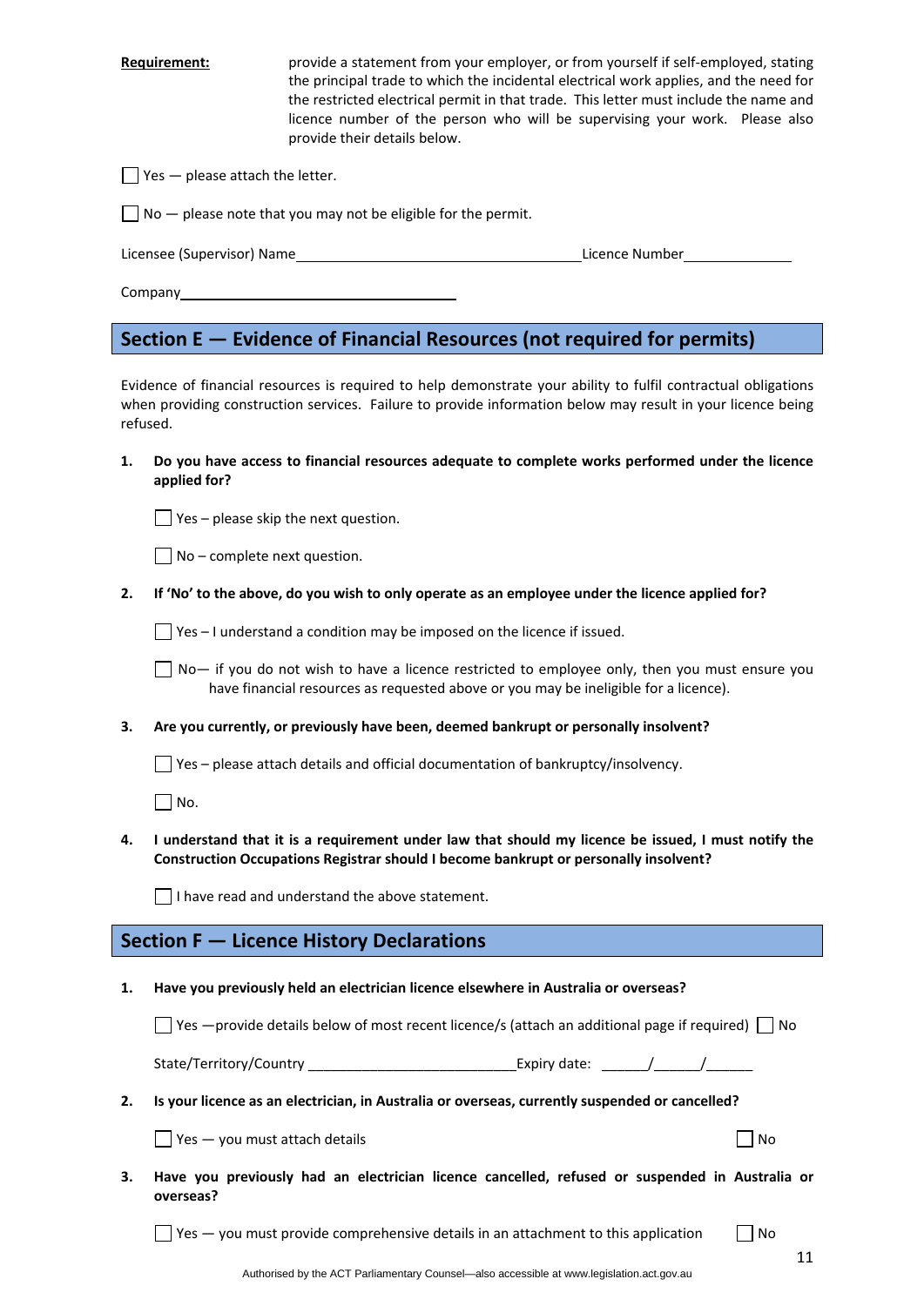**Requirement:** provide a statement from your employer, or from yourself if self-employed, stating the principal trade to which the incidental electrical work applies, and the need for the restricted electrical permit in that trade. This letter must include the name and licence number of the person who will be supervising your work. Please also provide their details below.

☐ Yes — please attach the letter.

☐ No — please note that you may not be eligible for the permit.

Licensee (Supervisor) Name\_\_\_\_\_\_\_\_\_\_\_\_\_\_\_\_\_\_\_\_\_\_\_\_\_\_\_\_\_\_\_\_\_\_\_\_Licence Number\_\_\_\_\_\_\_\_\_\_\_\_\_

Company\_\_\_\_\_\_\_\_\_\_\_\_\_\_\_\_\_\_\_\_\_\_\_\_\_\_\_\_\_\_\_\_\_\_\_

## Section E — Evidence of Financial Resources (not required for permits)

Evidence of financial resources is required to help demonstrate your ability to fulfil contractual obligations when providing construction services. Failure to provide information below may result in your licence being refused.

**1. Do you have access to financial resources adequate to complete works performed under the licence applied for?**

☐ Yes – please skip the next question.

☐ No – complete next question.

**2. If 'No' to the above, do you wish to only operate as an employee under the licence applied for?**

☐ Yes – I understand a condition may be imposed on the licence if issued.

☐ No— if you do not wish to have a licence restricted to employee only, then you must ensure you have financial resources as requested above or you may be ineligible for a licence).

**3. Are you currently, or previously have been, deemed bankrupt or personally insolvent?**

☐ Yes – please attach details and official documentation of bankruptcy/insolvency.

☐ No.

**4. I understand that it is a requirement under law that should my licence be issued, I must notify the Construction Occupations Registrar should I become bankrupt or personally insolvent?**

☐ I have read and understand the above statement.

## Section F — Licence History Declarations

**1. Have you previously held an electrician licence elsewhere in Australia or overseas?**

☐ Yes —provide details below of most recent licence/s (attach an additional page if required) ☐ No

State/Territory/Country \_\_\_\_\_\_\_\_\_\_\_\_\_\_\_\_\_\_\_\_\_\_\_\_\_\_Expiry date: \_\_\_\_\_\_/\_\_\_\_\_\_/\_\_\_\_\_\_

**2. Is your licence as an electrician, in Australia or overseas, currently suspended or cancelled?**

☐ Yes — you must attach details ☐ No

**3. Have you previously had an electrician licence cancelled, refused or suspended in Australia or overseas?**

☐ Yes — you must provide comprehensive details in an attachment to this application ☐ No

Authorised by the ACT Parliamentary Counsel—also accessible at www.legislation.act.gov.au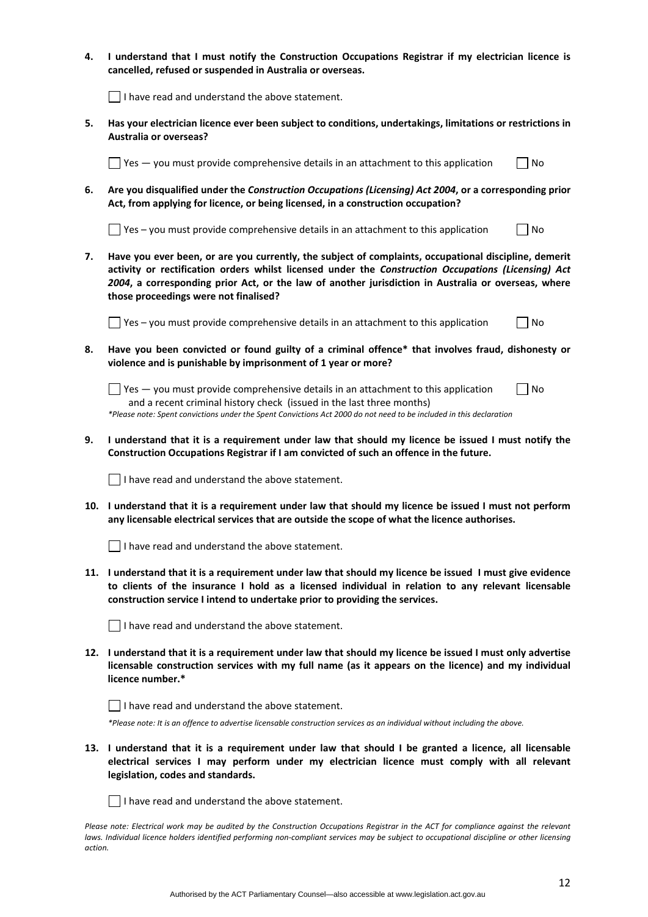**4. I understand that I must notify the Construction Occupations Registrar if my electrician licence is cancelled, refused or suspended in Australia or overseas.**

☐ I have read and understand the above statement.

**5. Has your electrician licence ever been subject to conditions, undertakings, limitations or restrictions in Australia or overseas?**

☐ Yes — you must provide comprehensive details in an attachment to this application ☐ No

**6. Are you disqualified under the *Construction Occupations (Licensing) Act 2004*, or a corresponding prior Act, from applying for licence, or being licensed, in a construction occupation?**

☐ Yes – you must provide comprehensive details in an attachment to this application ☐ No

**7. Have you ever been, or are you currently, the subject of complaints, occupational discipline, demerit activity or rectification orders whilst licensed under the *Construction Occupations (Licensing) Act 2004*, a corresponding prior Act, or the law of another jurisdiction in Australia or overseas, where those proceedings were not finalised?**

☐ Yes – you must provide comprehensive details in an attachment to this application ☐ No

**8. Have you been convicted or found guilty of a criminal offence\* that involves fraud, dishonesty or violence and is punishable by imprisonment of 1 year or more?**

☐ Yes — you must provide comprehensive details in an attachment to this application and a recent criminal history check (issued in the last three months) ☐ No

*\*Please note: Spent convictions under the Spent Convictions Act 2000 do not need to be included in this declaration*

**9. I understand that it is a requirement under law that should my licence be issued I must notify the Construction Occupations Registrar if I am convicted of such an offence in the future.**

☐ I have read and understand the above statement.

**10. I understand that it is a requirement under law that should my licence be issued I must not perform any licensable electrical services that are outside the scope of what the licence authorises.**

☐ I have read and understand the above statement.

**11. I understand that it is a requirement under law that should my licence be issued I must give evidence to clients of the insurance I hold as a licensed individual in relation to any relevant licensable construction service I intend to undertake prior to providing the services.**

☐ I have read and understand the above statement.

**12. I understand that it is a requirement under law that should my licence be issued I must only advertise licensable construction services with my full name (as it appears on the licence) and my individual licence number.\***

☐ I have read and understand the above statement.

*\*Please note: It is an offence to advertise licensable construction services as an individual without including the above.*

**13. I understand that it is a requirement under law that should I be granted a licence, all licensable electrical services I may perform under my electrician licence must comply with all relevant legislation, codes and standards.**

☐ I have read and understand the above statement.

*Please note: Electrical work may be audited by the Construction Occupations Registrar in the ACT for compliance against the relevant laws. Individual licence holders identified performing non-compliant services may be subject to occupational discipline or other licensing action.*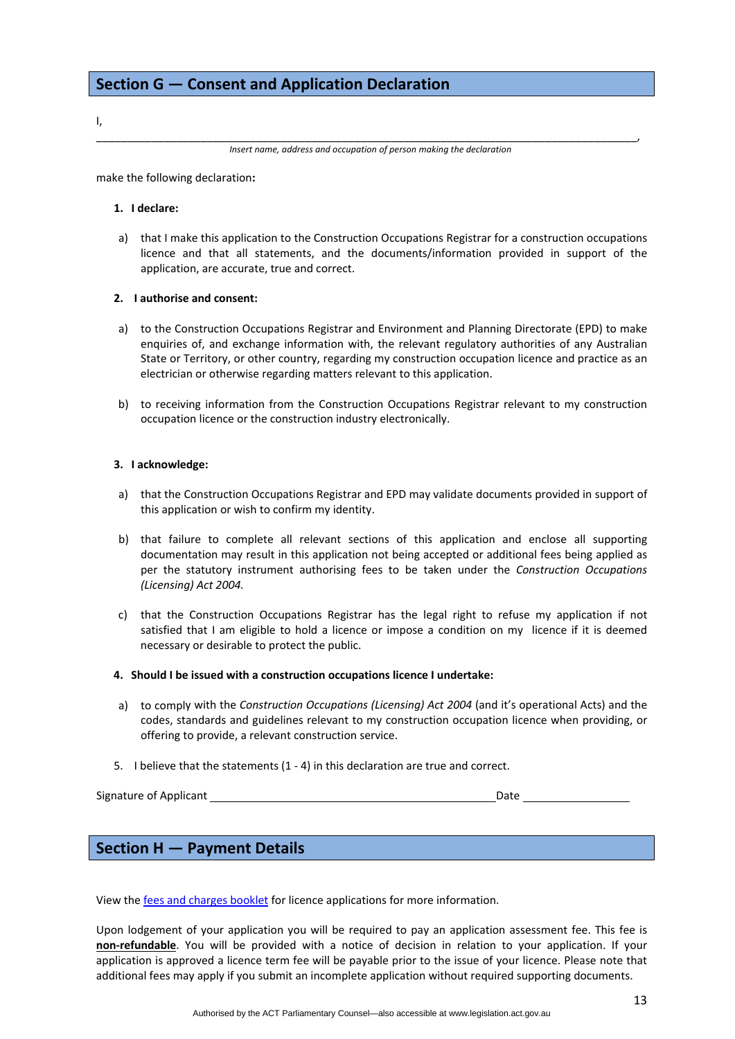## Section G — Consent and Application Declaration

I,

______________________________________________________________________________,

*Insert name, address and occupation of person making the declaration*

make the following declaration**:**

1. **I declare:**

   a) that I make this application to the Construction Occupations Registrar for a construction occupations licence and that all statements, and the documents/information provided in support of the application, are accurate, true and correct.

2. **I authorise and consent:**

   a) to the Construction Occupations Registrar and Environment and Planning Directorate (EPD) to make enquiries of, and exchange information with, the relevant regulatory authorities of any Australian State or Territory, or other country, regarding my construction occupation licence and practice as an electrician or otherwise regarding matters relevant to this application.

   b) to receiving information from the Construction Occupations Registrar relevant to my construction occupation licence or the construction industry electronically.

3. **I acknowledge:**

   a) that the Construction Occupations Registrar and EPD may validate documents provided in support of this application or wish to confirm my identity.

   b) that failure to complete all relevant sections of this application and enclose all supporting documentation may result in this application not being accepted or additional fees being applied as per the statutory instrument authorising fees to be taken under the *Construction Occupations (Licensing) Act 2004.*

   c) that the Construction Occupations Registrar has the legal right to refuse my application if not satisfied that I am eligible to hold a licence or impose a condition on my licence if it is deemed necessary or desirable to protect the public.

4. **Should I be issued with a construction occupations licence I undertake:**

   a) to comply with the *Construction Occupations (Licensing) Act 2004* (and it's operational Acts) and the codes, standards and guidelines relevant to my construction occupation licence when providing, or offering to provide, a relevant construction service.

5. I believe that the statements (1 - 4) in this declaration are true and correct.

Signature of Applicant ______________________________ Date ______________

## Section H — Payment Details

View the fees and charges booklet for licence applications for more information.

Upon lodgement of your application you will be required to pay an application assessment fee. This fee is **non-refundable**. You will be provided with a notice of decision in relation to your application. If your application is approved a licence term fee will be payable prior to the issue of your licence. Please note that additional fees may apply if you submit an incomplete application without required supporting documents.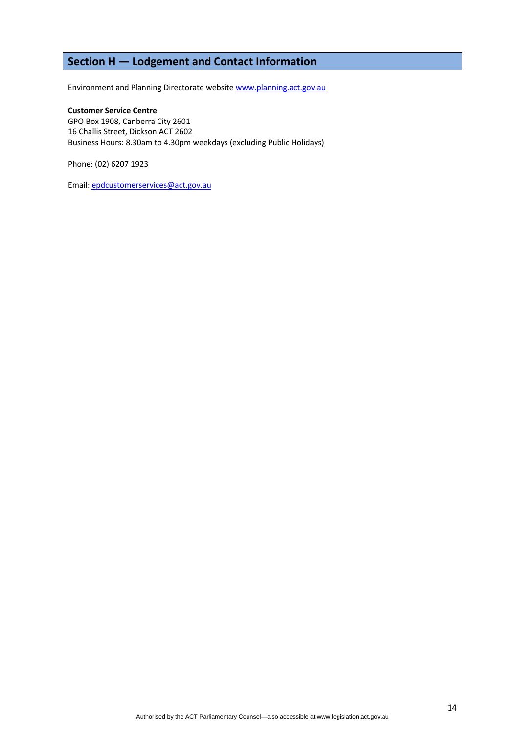## Section H — Lodgement and Contact Information

Environment and Planning Directorate website www.planning.act.gov.au

**Customer Service Centre**
GPO Box 1908, Canberra City 2601
16 Challis Street, Dickson ACT 2602
Business Hours: 8.30am to 4.30pm weekdays (excluding Public Holidays)

Phone: (02) 6207 1923

Email: epdcustomerservices@act.gov.au